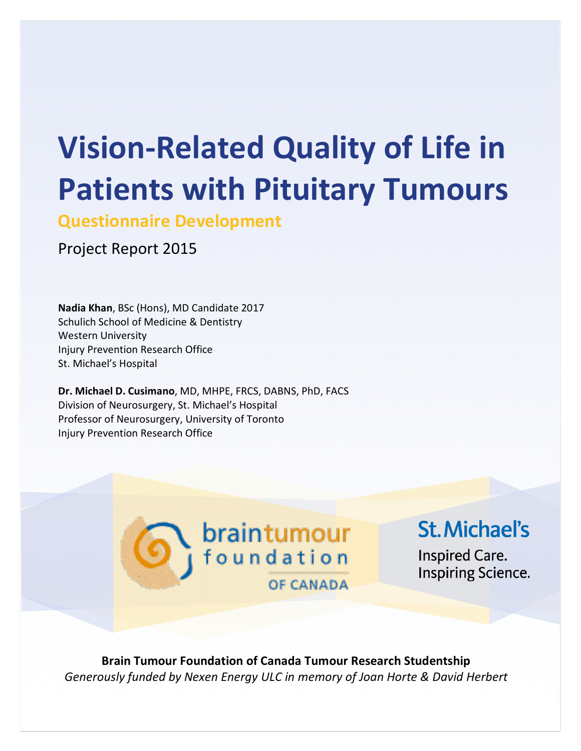# Vision-Related Quality of Life in Patients with Pituitary Tumours

## Questionnaire Development

Project Report 2015

**Nadia Khan**, BSc (Hons), MD Candidate 2017
Schulich School of Medicine & Dentistry
Western University
Injury Prevention Research Office
St. Michael's Hospital

**Dr. Michael D. Cusimano**, MD, MHPE, FRCS, DABNS, PhD, FACS
Division of Neurosurgery, St. Michael's Hospital
Professor of Neurosurgery, University of Toronto
Injury Prevention Research Office

braintumour foundation OF CANADA

St. Michael's
Inspired Care.
Inspiring Science.

**Brain Tumour Foundation of Canada Tumour Research Studentship**
*Generously funded by Nexen Energy ULC in memory of Joan Horte & David Herbert*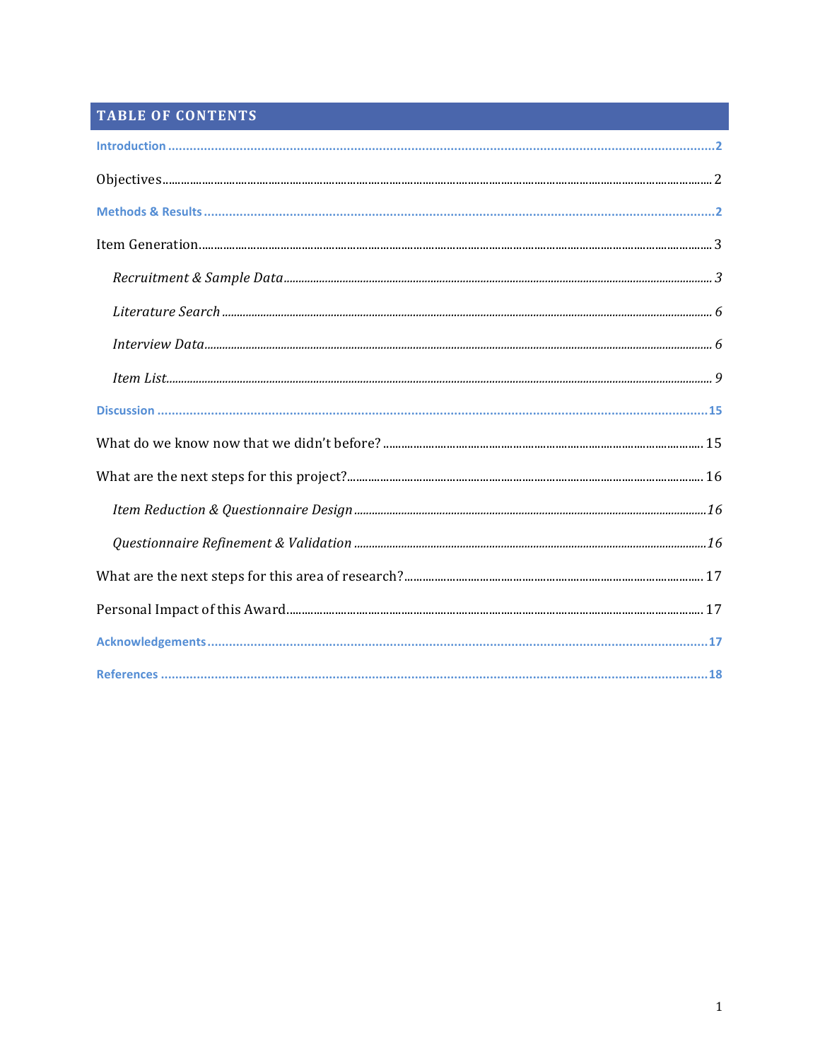# TABLE OF CONTENTS

**Introduction** ........................................................................ 2

Objectives ........................................................................ 2

**Methods & Results** ........................................................................ 2

Item Generation ........................................................................ 3

*Recruitment & Sample Data* ........................................................................ 3

*Literature Search* ........................................................................ 6

*Interview Data* ........................................................................ 6

*Item List* ........................................................................ 9

**Discussion** ........................................................................ 15

What do we know now that we didn't before? ........................................................................ 15

What are the next steps for this project? ........................................................................ 16

*Item Reduction & Questionnaire Design* ........................................................................ 16

*Questionnaire Refinement & Validation* ........................................................................ 16

What are the next steps for this area of research? ........................................................................ 17

Personal Impact of this Award ........................................................................ 17

**Acknowledgements** ........................................................................ 17

**References** ........................................................................ 18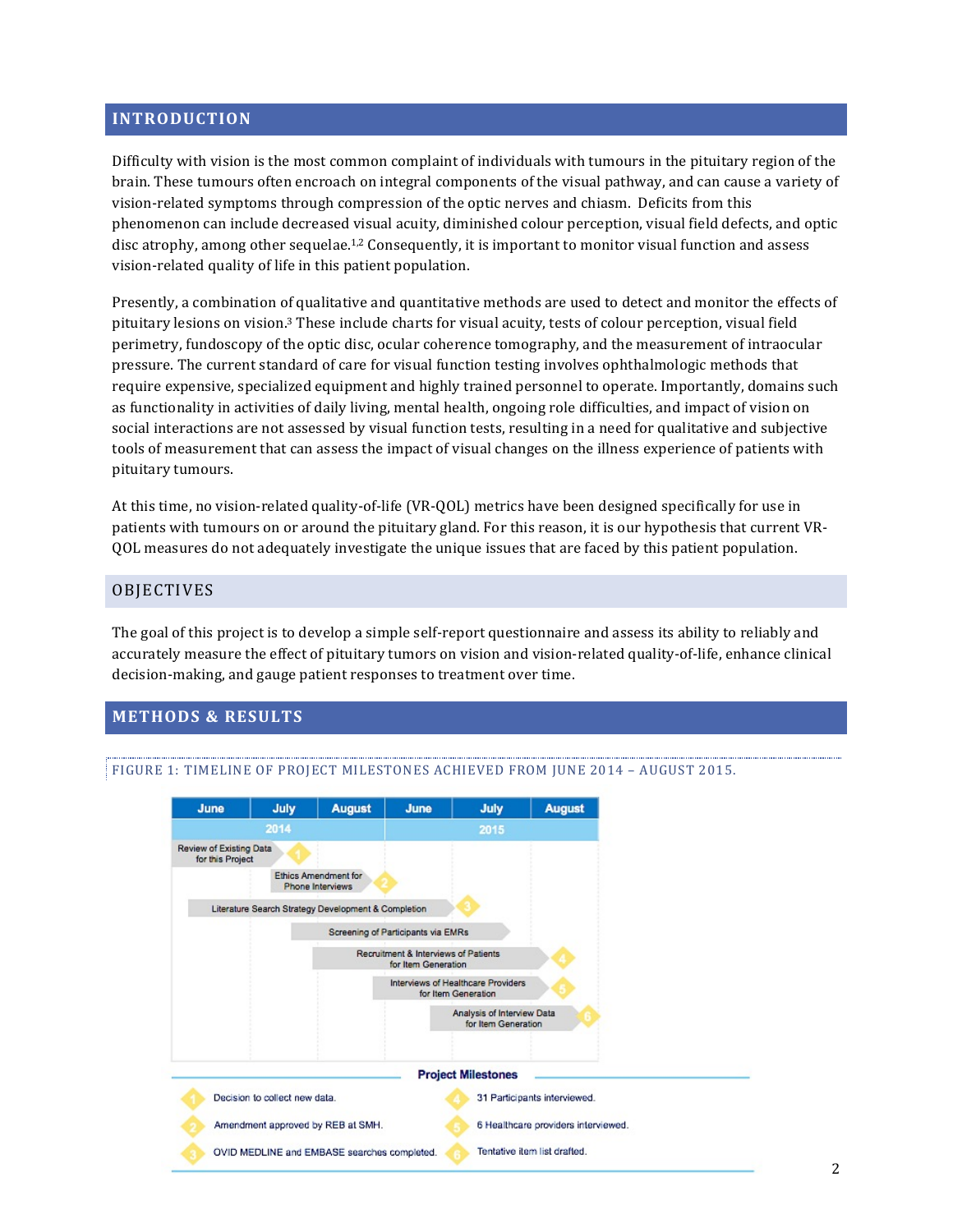## INTRODUCTION

Difficulty with vision is the most common complaint of individuals with tumours in the pituitary region of the brain. These tumours often encroach on integral components of the visual pathway, and can cause a variety of vision-related symptoms through compression of the optic nerves and chiasm. Deficits from this phenomenon can include decreased visual acuity, diminished colour perception, visual field defects, and optic disc atrophy, among other sequelae.[1,2] Consequently, it is important to monitor visual function and assess vision-related quality of life in this patient population.

Presently, a combination of qualitative and quantitative methods are used to detect and monitor the effects of pituitary lesions on vision.[3] These include charts for visual acuity, tests of colour perception, visual field perimetry, fundoscopy of the optic disc, ocular coherence tomography, and the measurement of intraocular pressure. The current standard of care for visual function testing involves ophthalmologic methods that require expensive, specialized equipment and highly trained personnel to operate. Importantly, domains such as functionality in activities of daily living, mental health, ongoing role difficulties, and impact of vision on social interactions are not assessed by visual function tests, resulting in a need for qualitative and subjective tools of measurement that can assess the impact of visual changes on the illness experience of patients with pituitary tumours.

At this time, no vision-related quality-of-life (VR-QOL) metrics have been designed specifically for use in patients with tumours on or around the pituitary gland. For this reason, it is our hypothesis that current VR-QOL measures do not adequately investigate the unique issues that are faced by this patient population.

### OBJECTIVES

The goal of this project is to develop a simple self-report questionnaire and assess its ability to reliably and accurately measure the effect of pituitary tumors on vision and vision-related quality-of-life, enhance clinical decision-making, and gauge patient responses to treatment over time.

## METHODS & RESULTS

FIGURE 1: TIMELINE OF PROJECT MILESTONES ACHIEVED FROM JUNE 2014 – AUGUST 2015.

| 2014 June | 2014 July | 2014 August | 2015 June | 2015 July | 2015 August |
|---|---|---|---|---|---|

- Review of Existing Data for this Project (1)
- Ethics Amendment for Phone Interviews (2)
- Literature Search Strategy Development & Completion (3)
- Screening of Participants via EMRs
- Recruitment & Interviews of Patients for Item Generation (4)
- Interviews of Healthcare Providers for Item Generation (5)
- Analysis of Interview Data for Item Generation (6)

**Project Milestones**

1. Decision to collect new data.
2. Amendment approved by REB at SMH.
3. OVID MEDLINE and EMBASE searches completed.
4. 31 Participants interviewed.
5. 6 Healthcare providers interviewed.
6. Tentative item list drafted.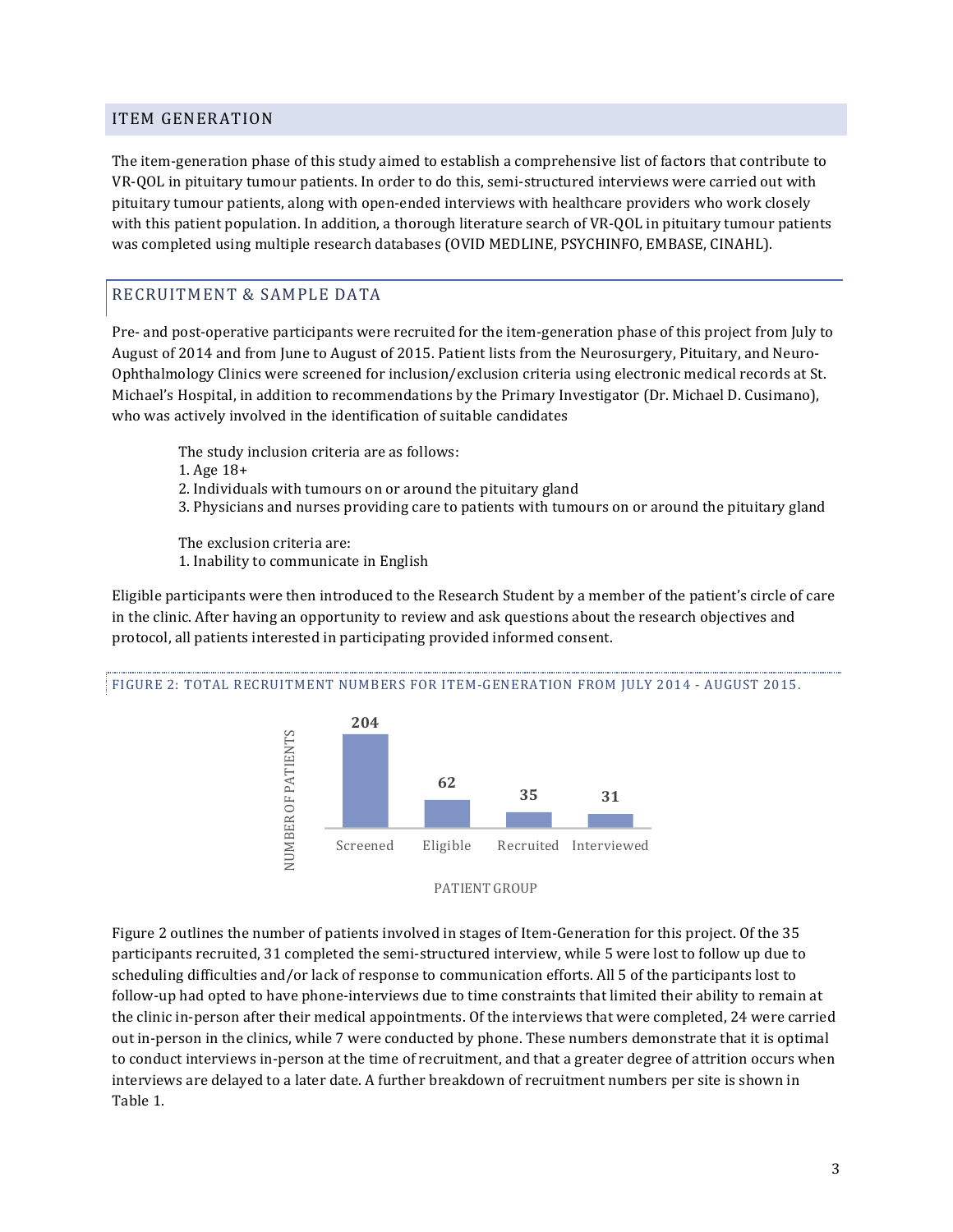## ITEM GENERATION

The item-generation phase of this study aimed to establish a comprehensive list of factors that contribute to VR-QOL in pituitary tumour patients. In order to do this, semi-structured interviews were carried out with pituitary tumour patients, along with open-ended interviews with healthcare providers who work closely with this patient population. In addition, a thorough literature search of VR-QOL in pituitary tumour patients was completed using multiple research databases (OVID MEDLINE, PSYCHINFO, EMBASE, CINAHL).

### RECRUITMENT & SAMPLE DATA

Pre- and post-operative participants were recruited for the item-generation phase of this project from July to August of 2014 and from June to August of 2015. Patient lists from the Neurosurgery, Pituitary, and Neuro-Ophthalmology Clinics were screened for inclusion/exclusion criteria using electronic medical records at St. Michael's Hospital, in addition to recommendations by the Primary Investigator (Dr. Michael D. Cusimano), who was actively involved in the identification of suitable candidates

The study inclusion criteria are as follows:

1. Age 18+
2. Individuals with tumours on or around the pituitary gland
3. Physicians and nurses providing care to patients with tumours on or around the pituitary gland

The exclusion criteria are:

1. Inability to communicate in English

Eligible participants were then introduced to the Research Student by a member of the patient's circle of care in the clinic. After having an opportunity to review and ask questions about the research objectives and protocol, all patients interested in participating provided informed consent.

FIGURE 2: TOTAL RECRUITMENT NUMBERS FOR ITEM-GENERATION FROM JULY 2014 - AUGUST 2015.

| PATIENT GROUP | NUMBER OF PATIENTS |
|---|---|
| Screened | 204 |
| Eligible | 62 |
| Recruited | 35 |
| Interviewed | 31 |

Figure 2 outlines the number of patients involved in stages of Item-Generation for this project. Of the 35 participants recruited, 31 completed the semi-structured interview, while 5 were lost to follow up due to scheduling difficulties and/or lack of response to communication efforts. All 5 of the participants lost to follow-up had opted to have phone-interviews due to time constraints that limited their ability to remain at the clinic in-person after their medical appointments. Of the interviews that were completed, 24 were carried out in-person in the clinics, while 7 were conducted by phone. These numbers demonstrate that it is optimal to conduct interviews in-person at the time of recruitment, and that a greater degree of attrition occurs when interviews are delayed to a later date. A further breakdown of recruitment numbers per site is shown in Table 1.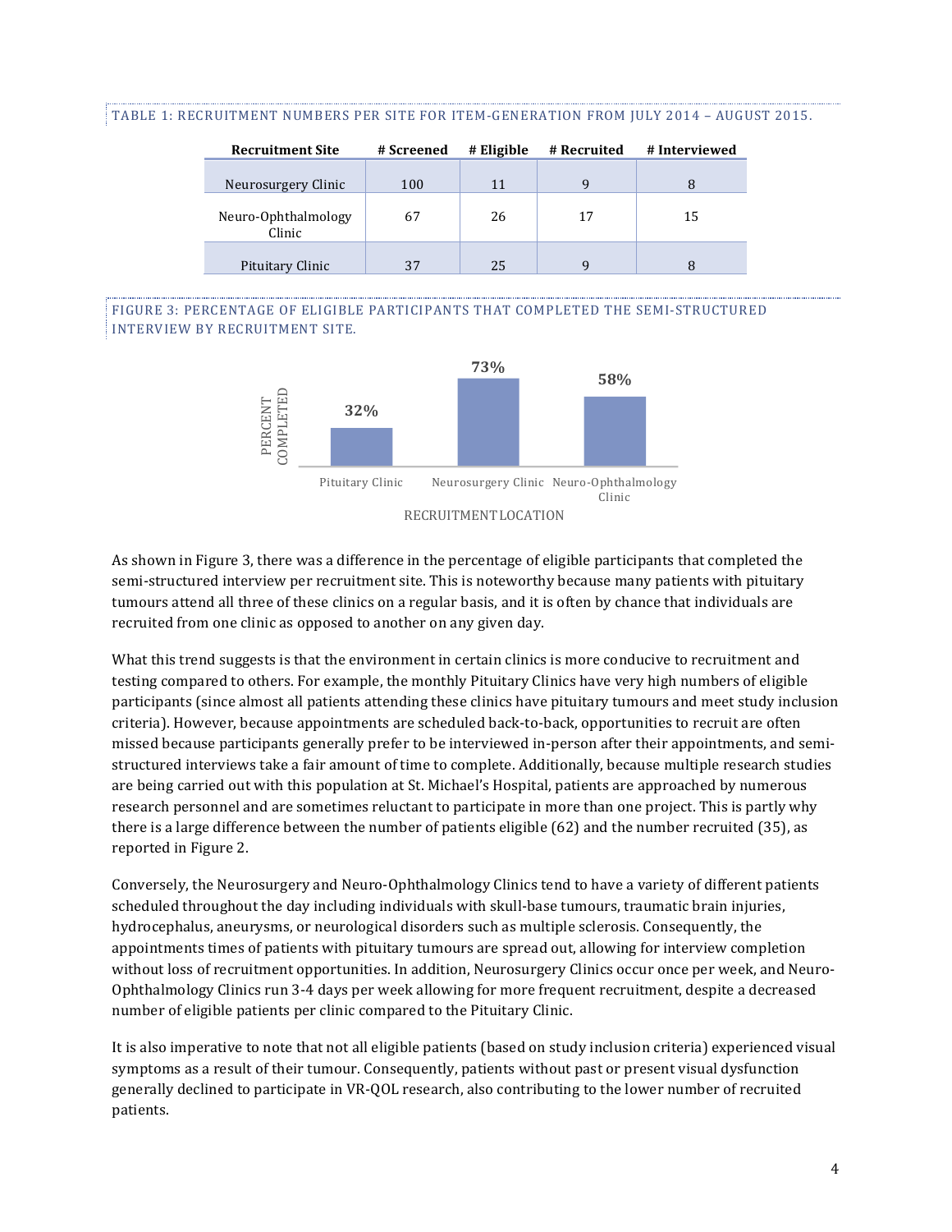TABLE 1: RECRUITMENT NUMBERS PER SITE FOR ITEM-GENERATION FROM JULY 2014 – AUGUST 2015.

| Recruitment Site | # Screened | # Eligible | # Recruited | # Interviewed |
|---|---|---|---|---|
| Neurosurgery Clinic | 100 | 11 | 9 | 8 |
| Neuro-Ophthalmology Clinic | 67 | 26 | 17 | 15 |
| Pituitary Clinic | 37 | 25 | 9 | 8 |

FIGURE 3: PERCENTAGE OF ELIGIBLE PARTICIPANTS THAT COMPLETED THE SEMI-STRUCTURED INTERVIEW BY RECRUITMENT SITE.

| Recruitment Location | Percent Completed |
|---|---|
| Pituitary Clinic | 32% |
| Neurosurgery Clinic | 73% |
| Neuro-Ophthalmology Clinic | 58% |

As shown in Figure 3, there was a difference in the percentage of eligible participants that completed the semi-structured interview per recruitment site. This is noteworthy because many patients with pituitary tumours attend all three of these clinics on a regular basis, and it is often by chance that individuals are recruited from one clinic as opposed to another on any given day.

What this trend suggests is that the environment in certain clinics is more conducive to recruitment and testing compared to others. For example, the monthly Pituitary Clinics have very high numbers of eligible participants (since almost all patients attending these clinics have pituitary tumours and meet study inclusion criteria). However, because appointments are scheduled back-to-back, opportunities to recruit are often missed because participants generally prefer to be interviewed in-person after their appointments, and semi-structured interviews take a fair amount of time to complete. Additionally, because multiple research studies are being carried out with this population at St. Michael's Hospital, patients are approached by numerous research personnel and are sometimes reluctant to participate in more than one project. This is partly why there is a large difference between the number of patients eligible (62) and the number recruited (35), as reported in Figure 2.

Conversely, the Neurosurgery and Neuro-Ophthalmology Clinics tend to have a variety of different patients scheduled throughout the day including individuals with skull-base tumours, traumatic brain injuries, hydrocephalus, aneurysms, or neurological disorders such as multiple sclerosis. Consequently, the appointments times of patients with pituitary tumours are spread out, allowing for interview completion without loss of recruitment opportunities. In addition, Neurosurgery Clinics occur once per week, and Neuro-Ophthalmology Clinics run 3-4 days per week allowing for more frequent recruitment, despite a decreased number of eligible patients per clinic compared to the Pituitary Clinic.

It is also imperative to note that not all eligible patients (based on study inclusion criteria) experienced visual symptoms as a result of their tumour. Consequently, patients without past or present visual dysfunction generally declined to participate in VR-QOL research, also contributing to the lower number of recruited patients.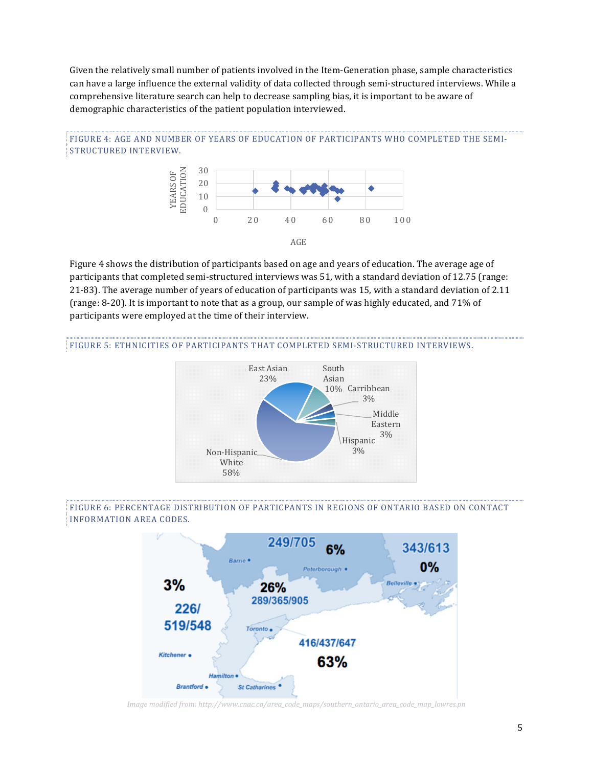Given the relatively small number of patients involved in the Item-Generation phase, sample characteristics can have a large influence the external validity of data collected through semi-structured interviews. While a comprehensive literature search can help to decrease sampling bias, it is important to be aware of demographic characteristics of the patient population interviewed.

FIGURE 4: AGE AND NUMBER OF YEARS OF EDUCATION OF PARTICIPANTS WHO COMPLETED THE SEMI-STRUCTURED INTERVIEW.

Figure 4 shows the distribution of participants based on age and years of education. The average age of participants that completed semi-structured interviews was 51, with a standard deviation of 12.75 (range: 21-83). The average number of years of education of participants was 15, with a standard deviation of 2.11 (range: 8-20). It is important to note that as a group, our sample of was highly educated, and 71% of participants were employed at the time of their interview.

FIGURE 5: ETHNICITIES OF PARTICIPANTS THAT COMPLETED SEMI-STRUCTURED INTERVIEWS.

FIGURE 6: PERCENTAGE DISTRIBUTION OF PARTICPANTS IN REGIONS OF ONTARIO BASED ON CONTACT INFORMATION AREA CODES.

*Image modified from: http://www.cnac.ca/area_code_maps/southern_ontario_area_code_map_lowres.pn*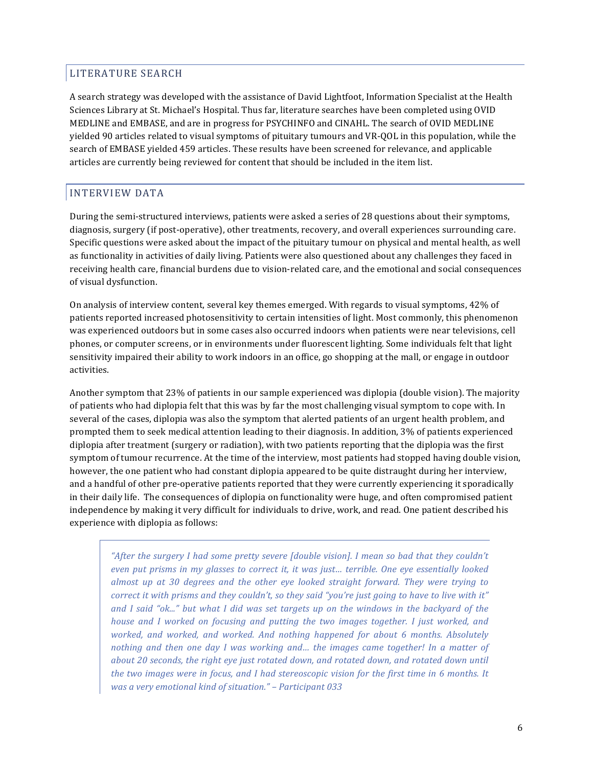## LITERATURE SEARCH

A search strategy was developed with the assistance of David Lightfoot, Information Specialist at the Health Sciences Library at St. Michael's Hospital. Thus far, literature searches have been completed using OVID MEDLINE and EMBASE, and are in progress for PSYCHINFO and CINAHL. The search of OVID MEDLINE yielded 90 articles related to visual symptoms of pituitary tumours and VR-QOL in this population, while the search of EMBASE yielded 459 articles. These results have been screened for relevance, and applicable articles are currently being reviewed for content that should be included in the item list.

## INTERVIEW DATA

During the semi-structured interviews, patients were asked a series of 28 questions about their symptoms, diagnosis, surgery (if post-operative), other treatments, recovery, and overall experiences surrounding care. Specific questions were asked about the impact of the pituitary tumour on physical and mental health, as well as functionality in activities of daily living. Patients were also questioned about any challenges they faced in receiving health care, financial burdens due to vision-related care, and the emotional and social consequences of visual dysfunction.

On analysis of interview content, several key themes emerged. With regards to visual symptoms, 42% of patients reported increased photosensitivity to certain intensities of light. Most commonly, this phenomenon was experienced outdoors but in some cases also occurred indoors when patients were near televisions, cell phones, or computer screens, or in environments under fluorescent lighting. Some individuals felt that light sensitivity impaired their ability to work indoors in an office, go shopping at the mall, or engage in outdoor activities.

Another symptom that 23% of patients in our sample experienced was diplopia (double vision). The majority of patients who had diplopia felt that this was by far the most challenging visual symptom to cope with. In several of the cases, diplopia was also the symptom that alerted patients of an urgent health problem, and prompted them to seek medical attention leading to their diagnosis. In addition, 3% of patients experienced diplopia after treatment (surgery or radiation), with two patients reporting that the diplopia was the first symptom of tumour recurrence. At the time of the interview, most patients had stopped having double vision, however, the one patient who had constant diplopia appeared to be quite distraught during her interview, and a handful of other pre-operative patients reported that they were currently experiencing it sporadically in their daily life. The consequences of diplopia on functionality were huge, and often compromised patient independence by making it very difficult for individuals to drive, work, and read. One patient described his experience with diplopia as follows:

> *"After the surgery I had some pretty severe [double vision]. I mean so bad that they couldn't even put prisms in my glasses to correct it, it was just... terrible. One eye essentially looked almost up at 30 degrees and the other eye looked straight forward. They were trying to correct it with prisms and they couldn't, so they said "you're just going to have to live with it" and I said "ok..." but what I did was set targets up on the windows in the backyard of the house and I worked on focusing and putting the two images together. I just worked, and worked, and worked, and worked. And nothing happened for about 6 months. Absolutely nothing and then one day I was working and... the images came together! In a matter of about 20 seconds, the right eye just rotated down, and rotated down, and rotated down until the two images were in focus, and I had stereoscopic vision for the first time in 6 months. It was a very emotional kind of situation." – Participant 033*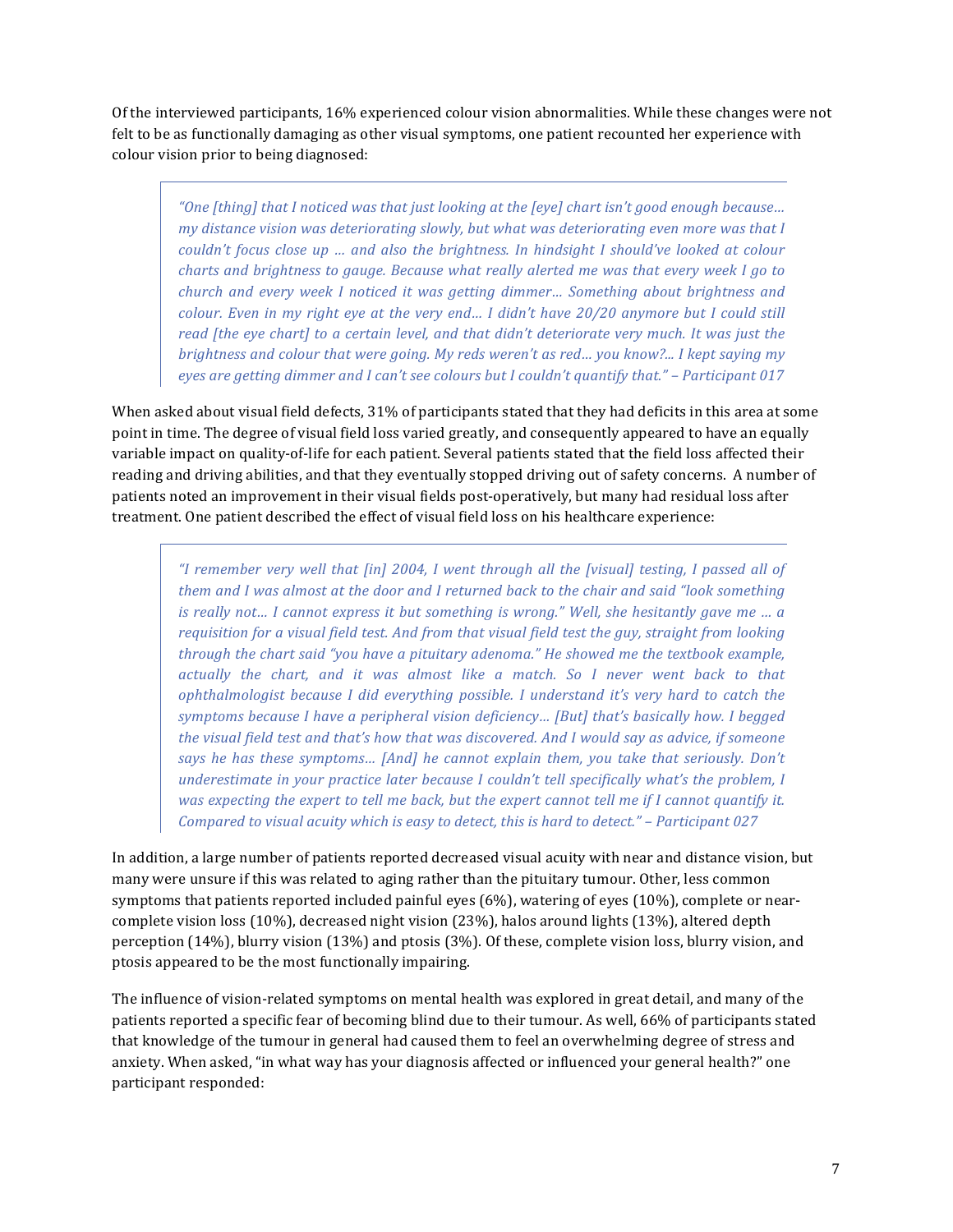Of the interviewed participants, 16% experienced colour vision abnormalities. While these changes were not felt to be as functionally damaging as other visual symptoms, one patient recounted her experience with colour vision prior to being diagnosed:

> *"One [thing] that I noticed was that just looking at the [eye] chart isn't good enough because... my distance vision was deteriorating slowly, but what was deteriorating even more was that I couldn't focus close up ... and also the brightness. In hindsight I should've looked at colour charts and brightness to gauge. Because what really alerted me was that every week I go to church and every week I noticed it was getting dimmer... Something about brightness and colour. Even in my right eye at the very end... I didn't have 20/20 anymore but I could still read [the eye chart] to a certain level, and that didn't deteriorate very much. It was just the brightness and colour that were going. My reds weren't as red... you know?... I kept saying my eyes are getting dimmer and I can't see colours but I couldn't quantify that." – Participant 017*

When asked about visual field defects, 31% of participants stated that they had deficits in this area at some point in time. The degree of visual field loss varied greatly, and consequently appeared to have an equally variable impact on quality-of-life for each patient. Several patients stated that the field loss affected their reading and driving abilities, and that they eventually stopped driving out of safety concerns. A number of patients noted an improvement in their visual fields post-operatively, but many had residual loss after treatment. One patient described the effect of visual field loss on his healthcare experience:

> *"I remember very well that [in] 2004, I went through all the [visual] testing, I passed all of them and I was almost at the door and I returned back to the chair and said "look something is really not... I cannot express it but something is wrong." Well, she hesitantly gave me ... a requisition for a visual field test. And from that visual field test the guy, straight from looking through the chart said "you have a pituitary adenoma." He showed me the textbook example, actually the chart, and it was almost like a match. So I never went back to that ophthalmologist because I did everything possible. I understand it's very hard to catch the symptoms because I have a peripheral vision deficiency... [But] that's basically how. I begged the visual field test and that's how that was discovered. And I would say as advice, if someone says he has these symptoms... [And] he cannot explain them, you take that seriously. Don't underestimate in your practice later because I couldn't tell specifically what's the problem, I was expecting the expert to tell me back, but the expert cannot tell me if I cannot quantify it. Compared to visual acuity which is easy to detect, this is hard to detect." – Participant 027*

In addition, a large number of patients reported decreased visual acuity with near and distance vision, but many were unsure if this was related to aging rather than the pituitary tumour. Other, less common symptoms that patients reported included painful eyes (6%), watering of eyes (10%), complete or near-complete vision loss (10%), decreased night vision (23%), halos around lights (13%), altered depth perception (14%), blurry vision (13%) and ptosis (3%). Of these, complete vision loss, blurry vision, and ptosis appeared to be the most functionally impairing.

The influence of vision-related symptoms on mental health was explored in great detail, and many of the patients reported a specific fear of becoming blind due to their tumour. As well, 66% of participants stated that knowledge of the tumour in general had caused them to feel an overwhelming degree of stress and anxiety. When asked, "in what way has your diagnosis affected or influenced your general health?" one participant responded: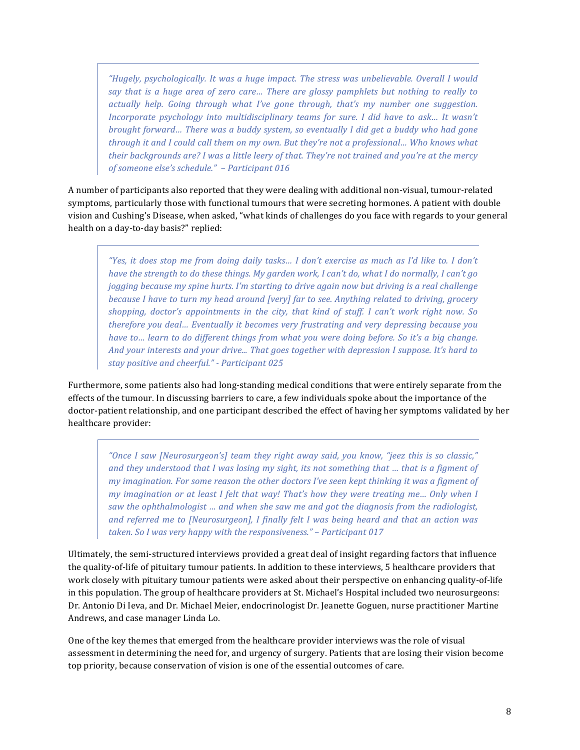> *"Hugely, psychologically. It was a huge impact. The stress was unbelievable. Overall I would say that is a huge area of zero care… There are glossy pamphlets but nothing to really to actually help. Going through what I've gone through, that's my number one suggestion. Incorporate psychology into multidisciplinary teams for sure. I did have to ask… It wasn't brought forward… There was a buddy system, so eventually I did get a buddy who had gone through it and I could call them on my own. But they're not a professional… Who knows what their backgrounds are? I was a little leery of that. They're not trained and you're at the mercy of someone else's schedule." – Participant 016*

A number of participants also reported that they were dealing with additional non-visual, tumour-related symptoms, particularly those with functional tumours that were secreting hormones. A patient with double vision and Cushing's Disease, when asked, "what kinds of challenges do you face with regards to your general health on a day-to-day basis?" replied:

> *"Yes, it does stop me from doing daily tasks… I don't exercise as much as I'd like to. I don't have the strength to do these things. My garden work, I can't do, what I do normally, I can't go jogging because my spine hurts. I'm starting to drive again now but driving is a real challenge because I have to turn my head around [very] far to see. Anything related to driving, grocery shopping, doctor's appointments in the city, that kind of stuff. I can't work right now. So therefore you deal… Eventually it becomes very frustrating and very depressing because you have to… learn to do different things from what you were doing before. So it's a big change. And your interests and your drive... That goes together with depression I suppose. It's hard to stay positive and cheerful." - Participant 025*

Furthermore, some patients also had long-standing medical conditions that were entirely separate from the effects of the tumour. In discussing barriers to care, a few individuals spoke about the importance of the doctor-patient relationship, and one participant described the effect of having her symptoms validated by her healthcare provider:

> *"Once I saw [Neurosurgeon's] team they right away said, you know, "jeez this is so classic," and they understood that I was losing my sight, its not something that … that is a figment of my imagination. For some reason the other doctors I've seen kept thinking it was a figment of my imagination or at least I felt that way! That's how they were treating me… Only when I saw the ophthalmologist … and when she saw me and got the diagnosis from the radiologist, and referred me to [Neurosurgeon], I finally felt I was being heard and that an action was taken. So I was very happy with the responsiveness." – Participant 017*

Ultimately, the semi-structured interviews provided a great deal of insight regarding factors that influence the quality-of-life of pituitary tumour patients. In addition to these interviews, 5 healthcare providers that work closely with pituitary tumour patients were asked about their perspective on enhancing quality-of-life in this population. The group of healthcare providers at St. Michael's Hospital included two neurosurgeons: Dr. Antonio Di Ieva, and Dr. Michael Meier, endocrinologist Dr. Jeanette Goguen, nurse practitioner Martine Andrews, and case manager Linda Lo.

One of the key themes that emerged from the healthcare provider interviews was the role of visual assessment in determining the need for, and urgency of surgery. Patients that are losing their vision become top priority, because conservation of vision is one of the essential outcomes of care.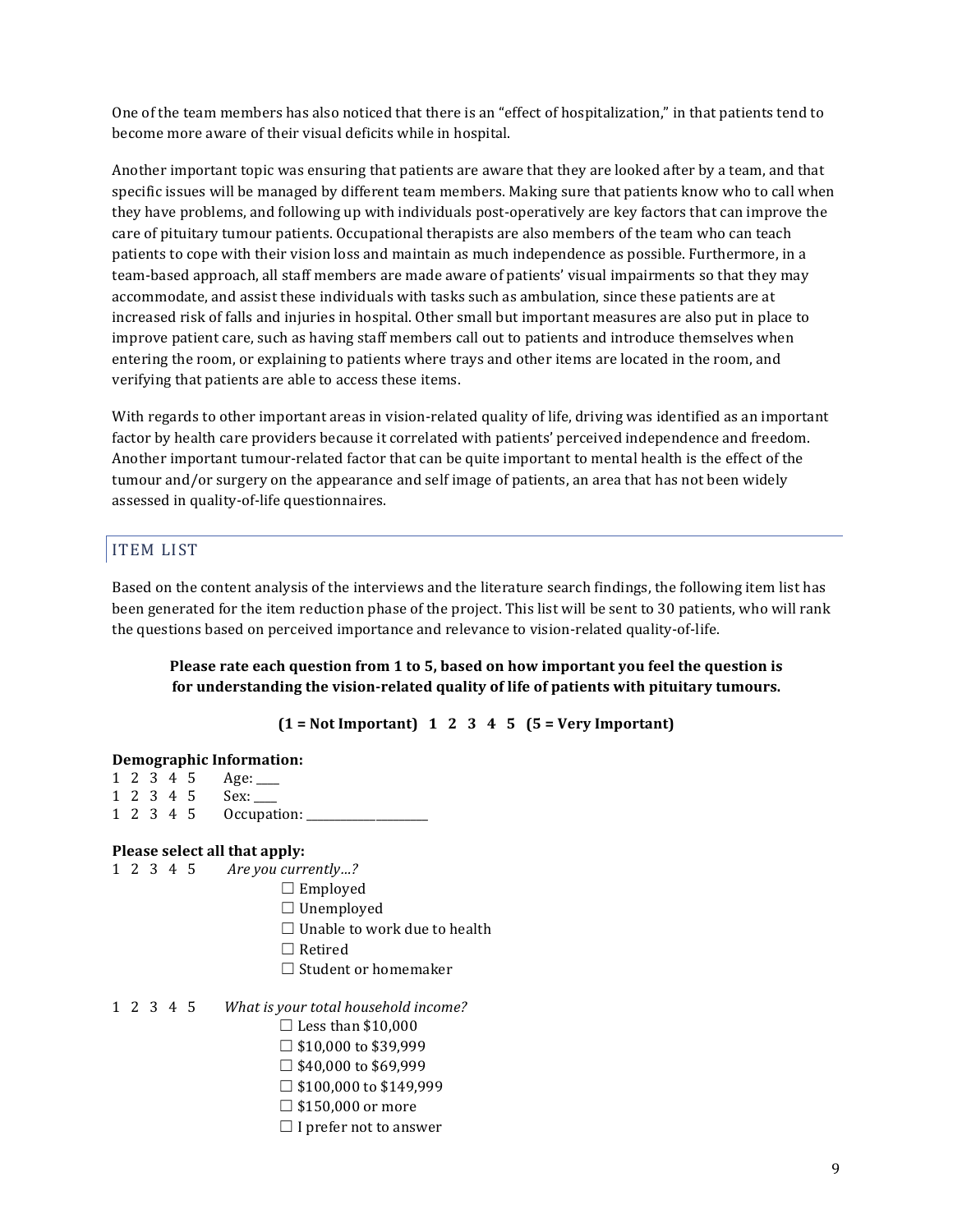One of the team members has also noticed that there is an "effect of hospitalization," in that patients tend to become more aware of their visual deficits while in hospital.

Another important topic was ensuring that patients are aware that they are looked after by a team, and that specific issues will be managed by different team members. Making sure that patients know who to call when they have problems, and following up with individuals post-operatively are key factors that can improve the care of pituitary tumour patients. Occupational therapists are also members of the team who can teach patients to cope with their vision loss and maintain as much independence as possible. Furthermore, in a team-based approach, all staff members are made aware of patients' visual impairments so that they may accommodate, and assist these individuals with tasks such as ambulation, since these patients are at increased risk of falls and injuries in hospital. Other small but important measures are also put in place to improve patient care, such as having staff members call out to patients and introduce themselves when entering the room, or explaining to patients where trays and other items are located in the room, and verifying that patients are able to access these items.

With regards to other important areas in vision-related quality of life, driving was identified as an important factor by health care providers because it correlated with patients' perceived independence and freedom. Another important tumour-related factor that can be quite important to mental health is the effect of the tumour and/or surgery on the appearance and self image of patients, an area that has not been widely assessed in quality-of-life questionnaires.

## ITEM LIST

Based on the content analysis of the interviews and the literature search findings, the following item list has been generated for the item reduction phase of the project. This list will be sent to 30 patients, who will rank the questions based on perceived importance and relevance to vision-related quality-of-life.

**Please rate each question from 1 to 5, based on how important you feel the question is for understanding the vision-related quality of life of patients with pituitary tumours.**

**(1 = Not Important) 1 2 3 4 5 (5 = Very Important)**

**Demographic Information:**

1 2 3 4 5 Age: ____
1 2 3 4 5 Sex: ____
1 2 3 4 5 Occupation: ____________________

**Please select all that apply:**

1 2 3 4 5 *Are you currently…?*

- ☐ Employed
- ☐ Unemployed
- ☐ Unable to work due to health
- ☐ Retired
- ☐ Student or homemaker

1 2 3 4 5 *What is your total household income?*

- ☐ Less than $10,000
- ☐ $10,000 to $39,999
- ☐ $40,000 to $69,999
- ☐ $100,000 to $149,999
- ☐ $150,000 or more
- ☐ I prefer not to answer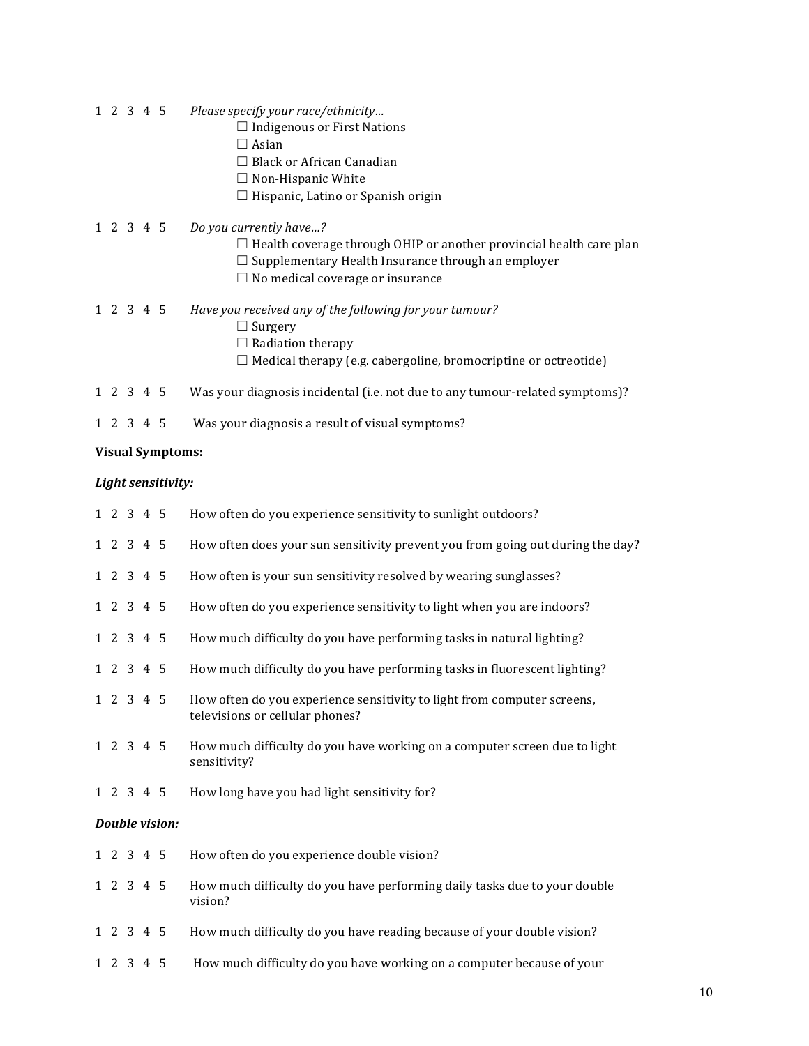1 2 3 4 5 *Please specify your race/ethnicity…*

- ☐ Indigenous or First Nations
- ☐ Asian
- ☐ Black or African Canadian
- ☐ Non-Hispanic White
- ☐ Hispanic, Latino or Spanish origin

1 2 3 4 5 *Do you currently have…?*

- ☐ Health coverage through OHIP or another provincial health care plan
- ☐ Supplementary Health Insurance through an employer
- ☐ No medical coverage or insurance

1 2 3 4 5 *Have you received any of the following for your tumour?*

- ☐ Surgery
- ☐ Radiation therapy
- ☐ Medical therapy (e.g. cabergoline, bromocriptine or octreotide)

1 2 3 4 5 Was your diagnosis incidental (i.e. not due to any tumour-related symptoms)?

1 2 3 4 5 Was your diagnosis a result of visual symptoms?

**Visual Symptoms:**

***Light sensitivity:***

1 2 3 4 5 How often do you experience sensitivity to sunlight outdoors?

1 2 3 4 5 How often does your sun sensitivity prevent you from going out during the day?

1 2 3 4 5 How often is your sun sensitivity resolved by wearing sunglasses?

1 2 3 4 5 How often do you experience sensitivity to light when you are indoors?

1 2 3 4 5 How much difficulty do you have performing tasks in natural lighting?

1 2 3 4 5 How much difficulty do you have performing tasks in fluorescent lighting?

1 2 3 4 5 How often do you experience sensitivity to light from computer screens, televisions or cellular phones?

1 2 3 4 5 How much difficulty do you have working on a computer screen due to light sensitivity?

1 2 3 4 5 How long have you had light sensitivity for?

***Double vision:***

1 2 3 4 5 How often do you experience double vision?

1 2 3 4 5 How much difficulty do you have performing daily tasks due to your double vision?

1 2 3 4 5 How much difficulty do you have reading because of your double vision?

1 2 3 4 5 How much difficulty do you have working on a computer because of your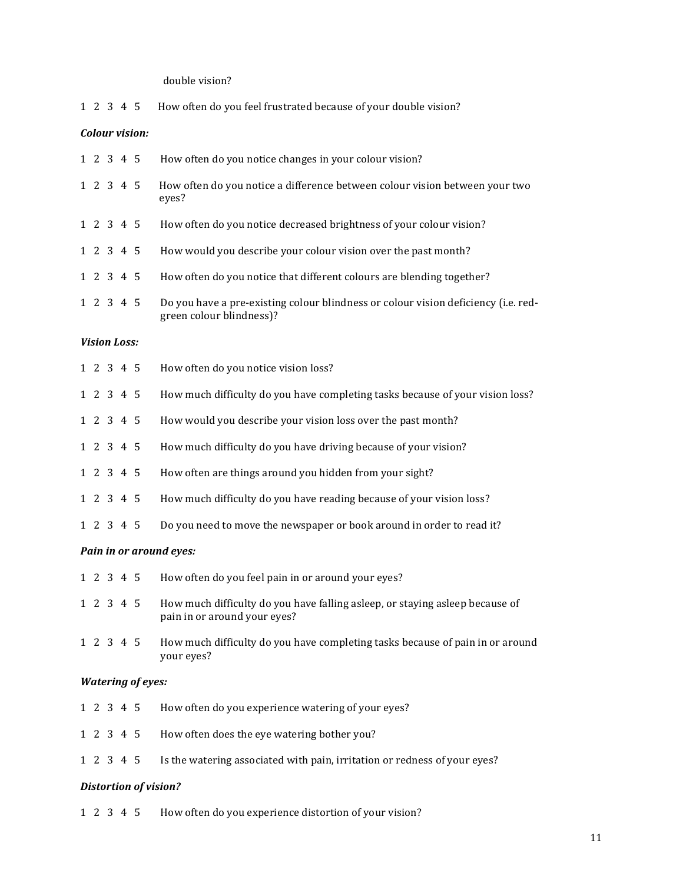double vision?

1 2 3 4 5 How often do you feel frustrated because of your double vision?

***Colour vision:***

1 2 3 4 5 How often do you notice changes in your colour vision?

1 2 3 4 5 How often do you notice a difference between colour vision between your two eyes?

1 2 3 4 5 How often do you notice decreased brightness of your colour vision?

1 2 3 4 5 How would you describe your colour vision over the past month?

1 2 3 4 5 How often do you notice that different colours are blending together?

1 2 3 4 5 Do you have a pre-existing colour blindness or colour vision deficiency (i.e. red-green colour blindness)?

***Vision Loss:***

1 2 3 4 5 How often do you notice vision loss?

1 2 3 4 5 How much difficulty do you have completing tasks because of your vision loss?

1 2 3 4 5 How would you describe your vision loss over the past month?

1 2 3 4 5 How much difficulty do you have driving because of your vision?

1 2 3 4 5 How often are things around you hidden from your sight?

1 2 3 4 5 How much difficulty do you have reading because of your vision loss?

1 2 3 4 5 Do you need to move the newspaper or book around in order to read it?

***Pain in or around eyes:***

1 2 3 4 5 How often do you feel pain in or around your eyes?

1 2 3 4 5 How much difficulty do you have falling asleep, or staying asleep because of pain in or around your eyes?

1 2 3 4 5 How much difficulty do you have completing tasks because of pain in or around your eyes?

***Watering of eyes:***

1 2 3 4 5 How often do you experience watering of your eyes?

1 2 3 4 5 How often does the eye watering bother you?

1 2 3 4 5 Is the watering associated with pain, irritation or redness of your eyes?

***Distortion of vision?***

1 2 3 4 5 How often do you experience distortion of your vision?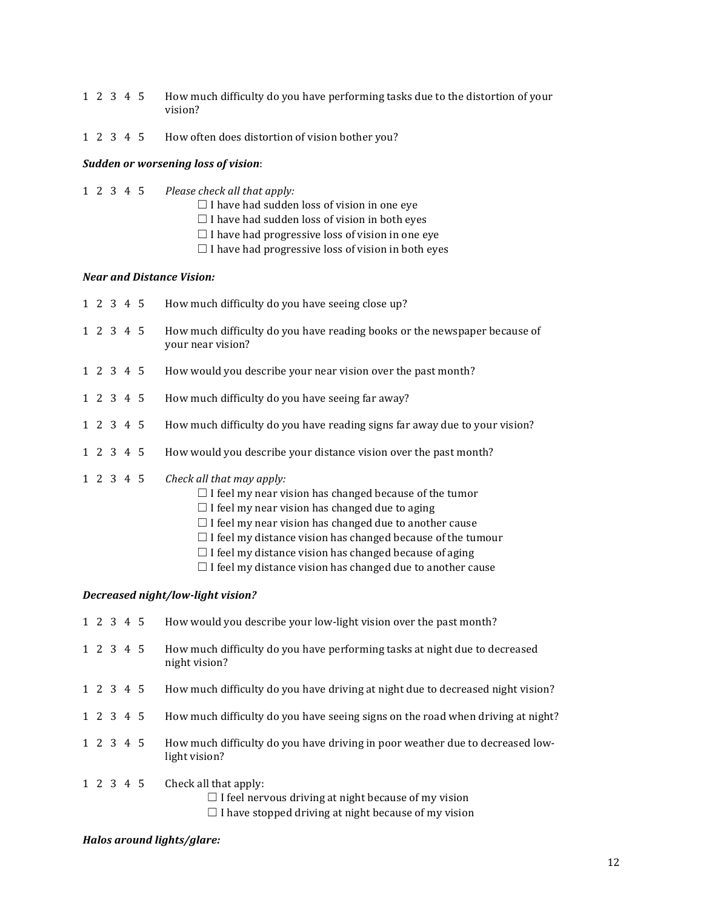1 2 3 4 5 How much difficulty do you have performing tasks due to the distortion of your vision?

1 2 3 4 5 How often does distortion of vision bother you?

***Sudden or worsening loss of vision***:

1 2 3 4 5 *Please check all that apply:*

- ☐ I have had sudden loss of vision in one eye
- ☐ I have had sudden loss of vision in both eyes
- ☐ I have had progressive loss of vision in one eye
- ☐ I have had progressive loss of vision in both eyes

***Near and Distance Vision:***

1 2 3 4 5 How much difficulty do you have seeing close up?

1 2 3 4 5 How much difficulty do you have reading books or the newspaper because of your near vision?

1 2 3 4 5 How would you describe your near vision over the past month?

1 2 3 4 5 How much difficulty do you have seeing far away?

1 2 3 4 5 How much difficulty do you have reading signs far away due to your vision?

1 2 3 4 5 How would you describe your distance vision over the past month?

1 2 3 4 5 *Check all that may apply:*

- ☐ I feel my near vision has changed because of the tumor
- ☐ I feel my near vision has changed due to aging
- ☐ I feel my near vision has changed due to another cause
- ☐ I feel my distance vision has changed because of the tumour
- ☐ I feel my distance vision has changed because of aging
- ☐ I feel my distance vision has changed due to another cause

***Decreased night/low-light vision?***

1 2 3 4 5 How would you describe your low-light vision over the past month?

1 2 3 4 5 How much difficulty do you have performing tasks at night due to decreased night vision?

1 2 3 4 5 How much difficulty do you have driving at night due to decreased night vision?

1 2 3 4 5 How much difficulty do you have seeing signs on the road when driving at night?

1 2 3 4 5 How much difficulty do you have driving in poor weather due to decreased low-light vision?

1 2 3 4 5 Check all that apply:

- ☐ I feel nervous driving at night because of my vision
- ☐ I have stopped driving at night because of my vision

***Halos around lights/glare:***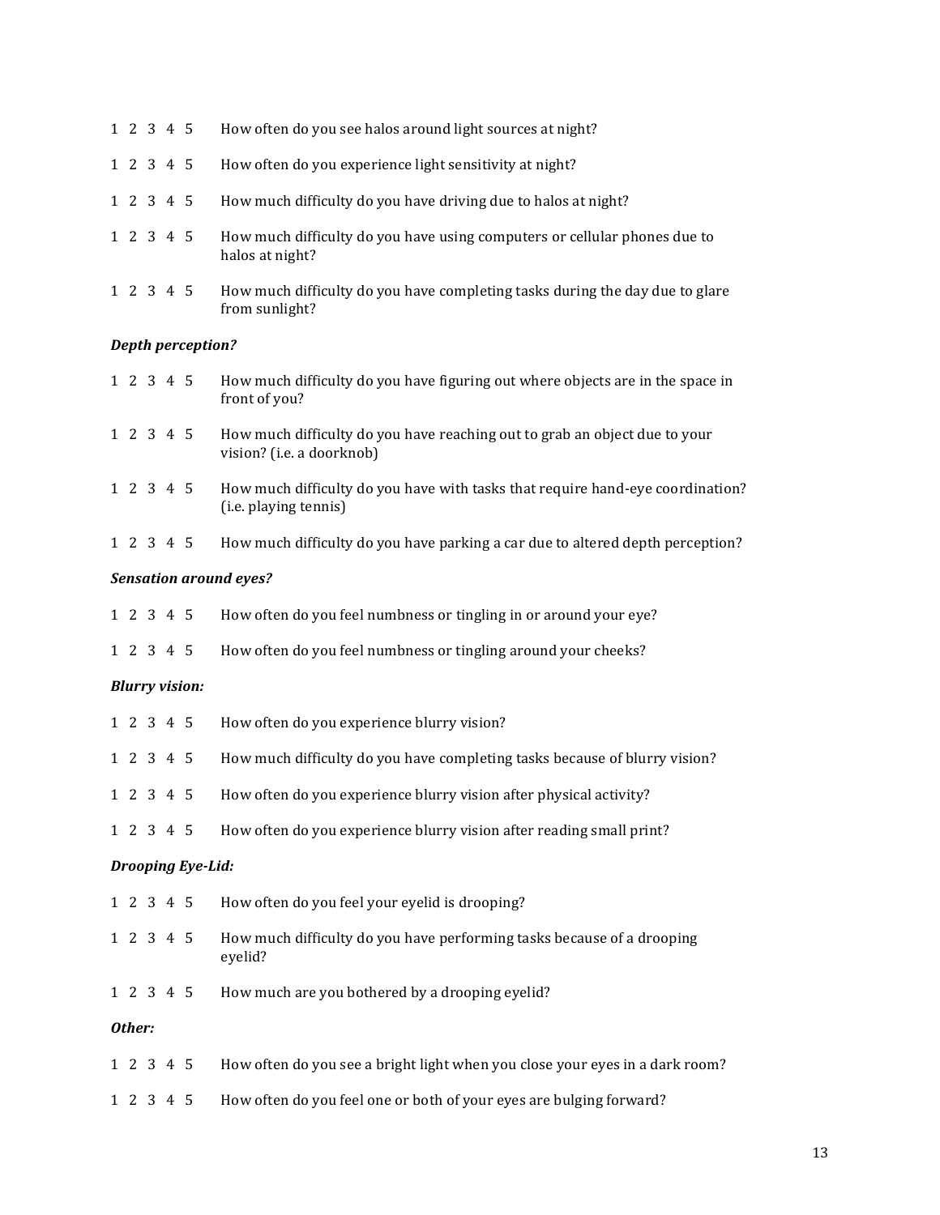1 2 3 4 5 How often do you see halos around light sources at night?

1 2 3 4 5 How often do you experience light sensitivity at night?

1 2 3 4 5 How much difficulty do you have driving due to halos at night?

1 2 3 4 5 How much difficulty do you have using computers or cellular phones due to halos at night?

1 2 3 4 5 How much difficulty do you have completing tasks during the day due to glare from sunlight?

***Depth perception?***

1 2 3 4 5 How much difficulty do you have figuring out where objects are in the space in front of you?

1 2 3 4 5 How much difficulty do you have reaching out to grab an object due to your vision? (i.e. a doorknob)

1 2 3 4 5 How much difficulty do you have with tasks that require hand-eye coordination? (i.e. playing tennis)

1 2 3 4 5 How much difficulty do you have parking a car due to altered depth perception?

***Sensation around eyes?***

1 2 3 4 5 How often do you feel numbness or tingling in or around your eye?

1 2 3 4 5 How often do you feel numbness or tingling around your cheeks?

***Blurry vision:***

1 2 3 4 5 How often do you experience blurry vision?

1 2 3 4 5 How much difficulty do you have completing tasks because of blurry vision?

1 2 3 4 5 How often do you experience blurry vision after physical activity?

1 2 3 4 5 How often do you experience blurry vision after reading small print?

***Drooping Eye-Lid:***

1 2 3 4 5 How often do you feel your eyelid is drooping?

1 2 3 4 5 How much difficulty do you have performing tasks because of a drooping eyelid?

1 2 3 4 5 How much are you bothered by a drooping eyelid?

***Other:***

1 2 3 4 5 How often do you see a bright light when you close your eyes in a dark room?

1 2 3 4 5 How often do you feel one or both of your eyes are bulging forward?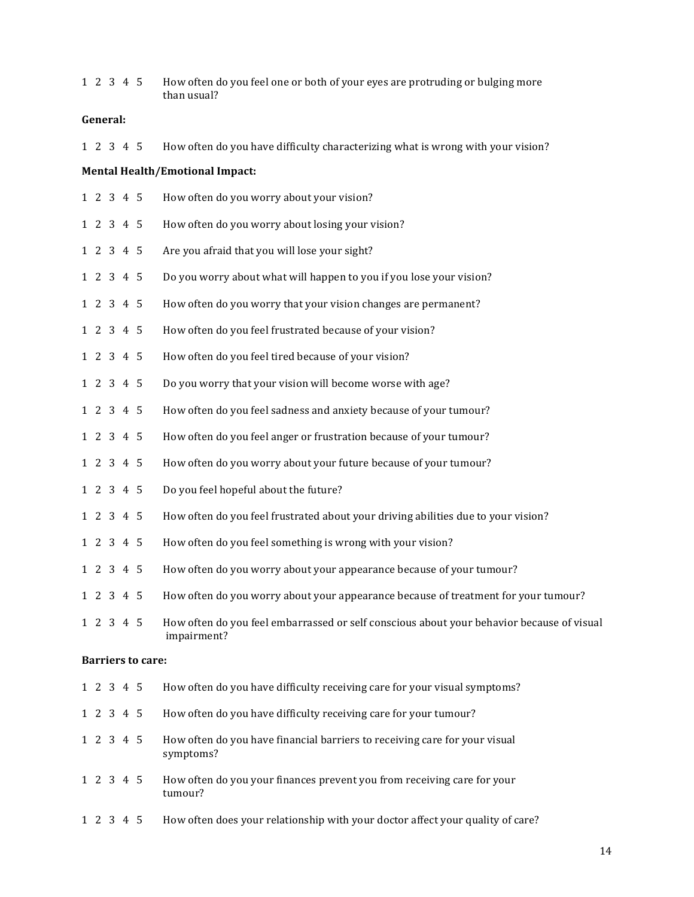1 2 3 4 5 How often do you feel one or both of your eyes are protruding or bulging more than usual?

**General:**

1 2 3 4 5 How often do you have difficulty characterizing what is wrong with your vision?

**Mental Health/Emotional Impact:**

1 2 3 4 5 How often do you worry about your vision?

1 2 3 4 5 How often do you worry about losing your vision?

1 2 3 4 5 Are you afraid that you will lose your sight?

1 2 3 4 5 Do you worry about what will happen to you if you lose your vision?

1 2 3 4 5 How often do you worry that your vision changes are permanent?

1 2 3 4 5 How often do you feel frustrated because of your vision?

1 2 3 4 5 How often do you feel tired because of your vision?

1 2 3 4 5 Do you worry that your vision will become worse with age?

1 2 3 4 5 How often do you feel sadness and anxiety because of your tumour?

1 2 3 4 5 How often do you feel anger or frustration because of your tumour?

1 2 3 4 5 How often do you worry about your future because of your tumour?

1 2 3 4 5 Do you feel hopeful about the future?

1 2 3 4 5 How often do you feel frustrated about your driving abilities due to your vision?

1 2 3 4 5 How often do you feel something is wrong with your vision?

1 2 3 4 5 How often do you worry about your appearance because of your tumour?

1 2 3 4 5 How often do you worry about your appearance because of treatment for your tumour?

1 2 3 4 5 How often do you feel embarrassed or self conscious about your behavior because of visual impairment?

**Barriers to care:**

1 2 3 4 5 How often do you have difficulty receiving care for your visual symptoms?

1 2 3 4 5 How often do you have difficulty receiving care for your tumour?

1 2 3 4 5 How often do you have financial barriers to receiving care for your visual symptoms?

1 2 3 4 5 How often do you your finances prevent you from receiving care for your tumour?

1 2 3 4 5 How often does your relationship with your doctor affect your quality of care?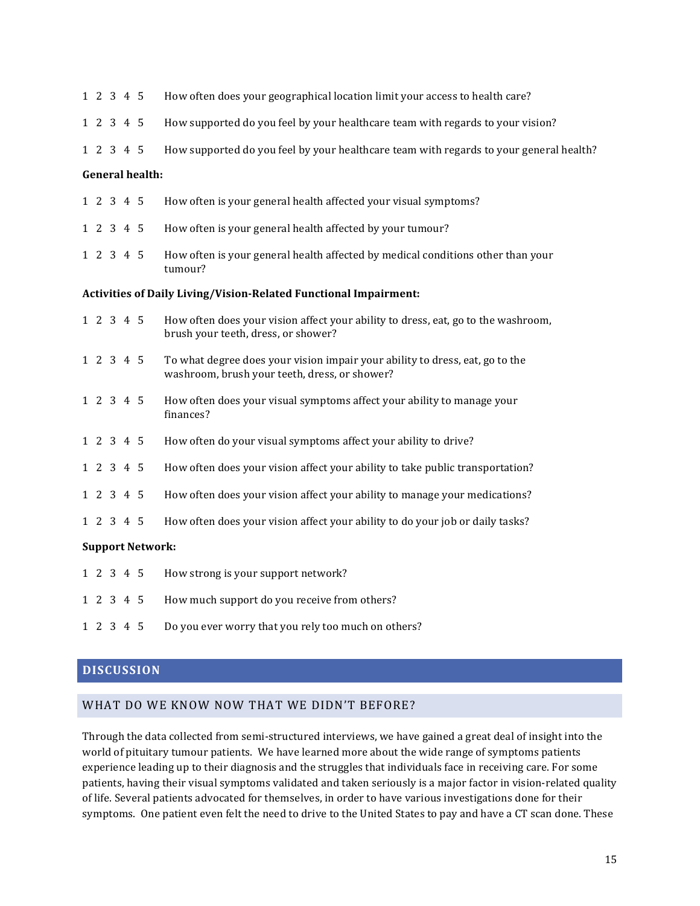1 2 3 4 5 How often does your geographical location limit your access to health care?

1 2 3 4 5 How supported do you feel by your healthcare team with regards to your vision?

1 2 3 4 5 How supported do you feel by your healthcare team with regards to your general health?

**General health:**

1 2 3 4 5 How often is your general health affected your visual symptoms?

1 2 3 4 5 How often is your general health affected by your tumour?

1 2 3 4 5 How often is your general health affected by medical conditions other than your tumour?

**Activities of Daily Living/Vision-Related Functional Impairment:**

1 2 3 4 5 How often does your vision affect your ability to dress, eat, go to the washroom, brush your teeth, dress, or shower?

1 2 3 4 5 To what degree does your vision impair your ability to dress, eat, go to the washroom, brush your teeth, dress, or shower?

1 2 3 4 5 How often does your visual symptoms affect your ability to manage your finances?

1 2 3 4 5 How often do your visual symptoms affect your ability to drive?

1 2 3 4 5 How often does your vision affect your ability to take public transportation?

1 2 3 4 5 How often does your vision affect your ability to manage your medications?

1 2 3 4 5 How often does your vision affect your ability to do your job or daily tasks?

**Support Network:**

1 2 3 4 5 How strong is your support network?

1 2 3 4 5 How much support do you receive from others?

1 2 3 4 5 Do you ever worry that you rely too much on others?

## DISCUSSION

### WHAT DO WE KNOW NOW THAT WE DIDN'T BEFORE?

Through the data collected from semi-structured interviews, we have gained a great deal of insight into the world of pituitary tumour patients. We have learned more about the wide range of symptoms patients experience leading up to their diagnosis and the struggles that individuals face in receiving care. For some patients, having their visual symptoms validated and taken seriously is a major factor in vision-related quality of life. Several patients advocated for themselves, in order to have various investigations done for their symptoms. One patient even felt the need to drive to the United States to pay and have a CT scan done. These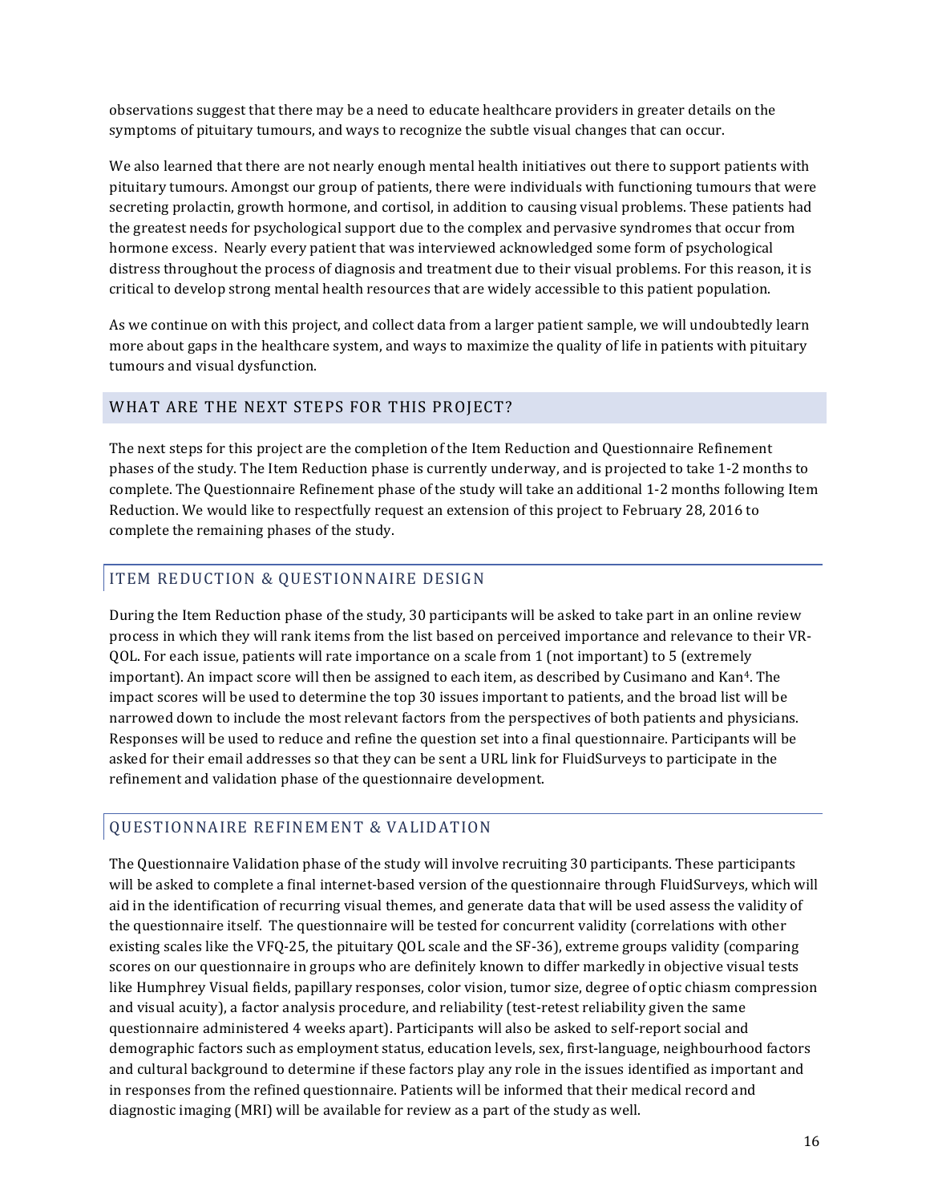observations suggest that there may be a need to educate healthcare providers in greater details on the symptoms of pituitary tumours, and ways to recognize the subtle visual changes that can occur.

We also learned that there are not nearly enough mental health initiatives out there to support patients with pituitary tumours. Amongst our group of patients, there were individuals with functioning tumours that were secreting prolactin, growth hormone, and cortisol, in addition to causing visual problems. These patients had the greatest needs for psychological support due to the complex and pervasive syndromes that occur from hormone excess. Nearly every patient that was interviewed acknowledged some form of psychological distress throughout the process of diagnosis and treatment due to their visual problems. For this reason, it is critical to develop strong mental health resources that are widely accessible to this patient population.

As we continue on with this project, and collect data from a larger patient sample, we will undoubtedly learn more about gaps in the healthcare system, and ways to maximize the quality of life in patients with pituitary tumours and visual dysfunction.

## WHAT ARE THE NEXT STEPS FOR THIS PROJECT?

The next steps for this project are the completion of the Item Reduction and Questionnaire Refinement phases of the study. The Item Reduction phase is currently underway, and is projected to take 1-2 months to complete. The Questionnaire Refinement phase of the study will take an additional 1-2 months following Item Reduction. We would like to respectfully request an extension of this project to February 28, 2016 to complete the remaining phases of the study.

### ITEM REDUCTION & QUESTIONNAIRE DESIGN

During the Item Reduction phase of the study, 30 participants will be asked to take part in an online review process in which they will rank items from the list based on perceived importance and relevance to their VR-QOL. For each issue, patients will rate importance on a scale from 1 (not important) to 5 (extremely important). An impact score will then be assigned to each item, as described by Cusimano and Kan[4]. The impact scores will be used to determine the top 30 issues important to patients, and the broad list will be narrowed down to include the most relevant factors from the perspectives of both patients and physicians. Responses will be used to reduce and refine the question set into a final questionnaire. Participants will be asked for their email addresses so that they can be sent a URL link for FluidSurveys to participate in the refinement and validation phase of the questionnaire development.

### QUESTIONNAIRE REFINEMENT & VALIDATION

The Questionnaire Validation phase of the study will involve recruiting 30 participants. These participants will be asked to complete a final internet-based version of the questionnaire through FluidSurveys, which will aid in the identification of recurring visual themes, and generate data that will be used assess the validity of the questionnaire itself. The questionnaire will be tested for concurrent validity (correlations with other existing scales like the VFQ-25, the pituitary QOL scale and the SF-36), extreme groups validity (comparing scores on our questionnaire in groups who are definitely known to differ markedly in objective visual tests like Humphrey Visual fields, papillary responses, color vision, tumor size, degree of optic chiasm compression and visual acuity), a factor analysis procedure, and reliability (test-retest reliability given the same questionnaire administered 4 weeks apart). Participants will also be asked to self-report social and demographic factors such as employment status, education levels, sex, first-language, neighbourhood factors and cultural background to determine if these factors play any role in the issues identified as important and in responses from the refined questionnaire. Patients will be informed that their medical record and diagnostic imaging (MRI) will be available for review as a part of the study as well.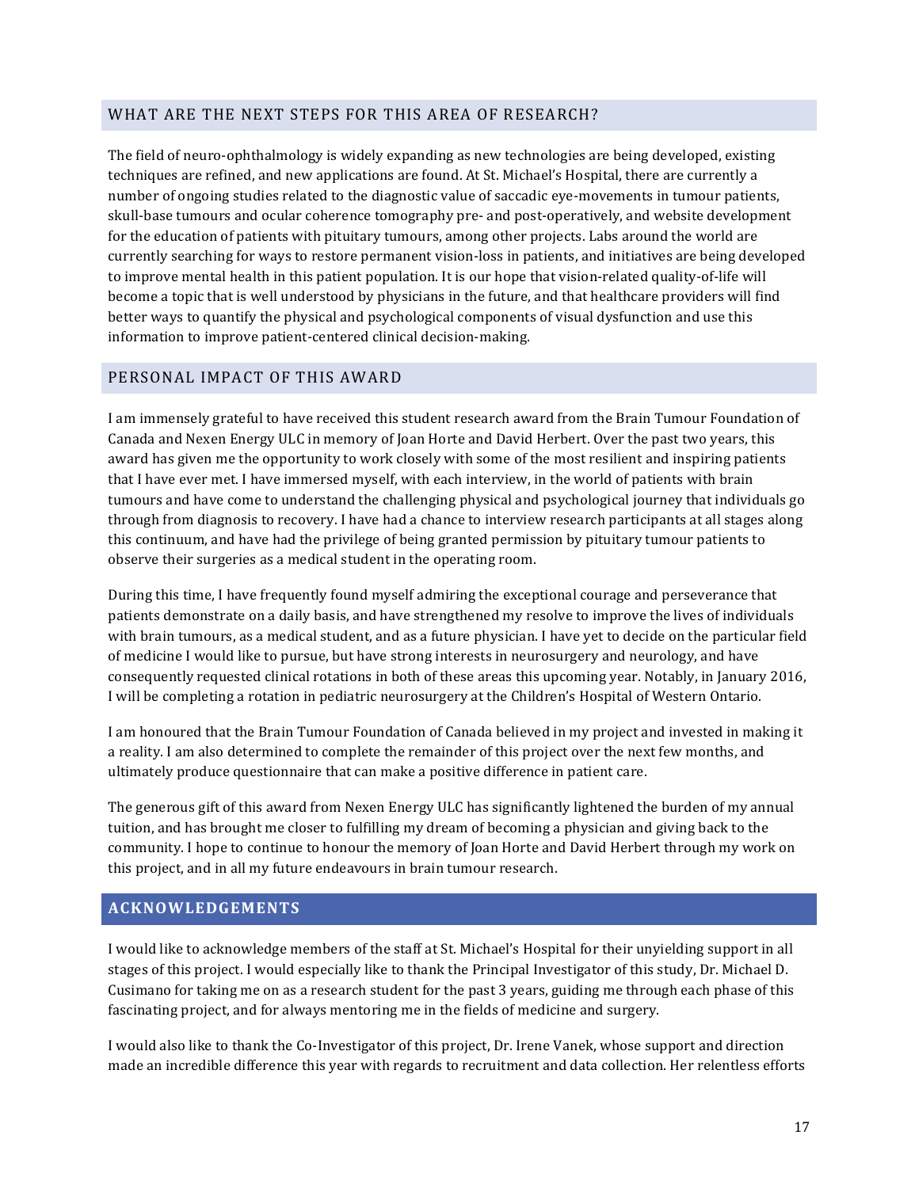## WHAT ARE THE NEXT STEPS FOR THIS AREA OF RESEARCH?

The field of neuro-ophthalmology is widely expanding as new technologies are being developed, existing techniques are refined, and new applications are found. At St. Michael's Hospital, there are currently a number of ongoing studies related to the diagnostic value of saccadic eye-movements in tumour patients, skull-base tumours and ocular coherence tomography pre- and post-operatively, and website development for the education of patients with pituitary tumours, among other projects. Labs around the world are currently searching for ways to restore permanent vision-loss in patients, and initiatives are being developed to improve mental health in this patient population. It is our hope that vision-related quality-of-life will become a topic that is well understood by physicians in the future, and that healthcare providers will find better ways to quantify the physical and psychological components of visual dysfunction and use this information to improve patient-centered clinical decision-making.

## PERSONAL IMPACT OF THIS AWARD

I am immensely grateful to have received this student research award from the Brain Tumour Foundation of Canada and Nexen Energy ULC in memory of Joan Horte and David Herbert. Over the past two years, this award has given me the opportunity to work closely with some of the most resilient and inspiring patients that I have ever met. I have immersed myself, with each interview, in the world of patients with brain tumours and have come to understand the challenging physical and psychological journey that individuals go through from diagnosis to recovery. I have had a chance to interview research participants at all stages along this continuum, and have had the privilege of being granted permission by pituitary tumour patients to observe their surgeries as a medical student in the operating room.

During this time, I have frequently found myself admiring the exceptional courage and perseverance that patients demonstrate on a daily basis, and have strengthened my resolve to improve the lives of individuals with brain tumours, as a medical student, and as a future physician. I have yet to decide on the particular field of medicine I would like to pursue, but have strong interests in neurosurgery and neurology, and have consequently requested clinical rotations in both of these areas this upcoming year. Notably, in January 2016, I will be completing a rotation in pediatric neurosurgery at the Children's Hospital of Western Ontario.

I am honoured that the Brain Tumour Foundation of Canada believed in my project and invested in making it a reality. I am also determined to complete the remainder of this project over the next few months, and ultimately produce questionnaire that can make a positive difference in patient care.

The generous gift of this award from Nexen Energy ULC has significantly lightened the burden of my annual tuition, and has brought me closer to fulfilling my dream of becoming a physician and giving back to the community. I hope to continue to honour the memory of Joan Horte and David Herbert through my work on this project, and in all my future endeavours in brain tumour research.

## ACKNOWLEDGEMENTS

I would like to acknowledge members of the staff at St. Michael's Hospital for their unyielding support in all stages of this project. I would especially like to thank the Principal Investigator of this study, Dr. Michael D. Cusimano for taking me on as a research student for the past 3 years, guiding me through each phase of this fascinating project, and for always mentoring me in the fields of medicine and surgery.

I would also like to thank the Co-Investigator of this project, Dr. Irene Vanek, whose support and direction made an incredible difference this year with regards to recruitment and data collection. Her relentless efforts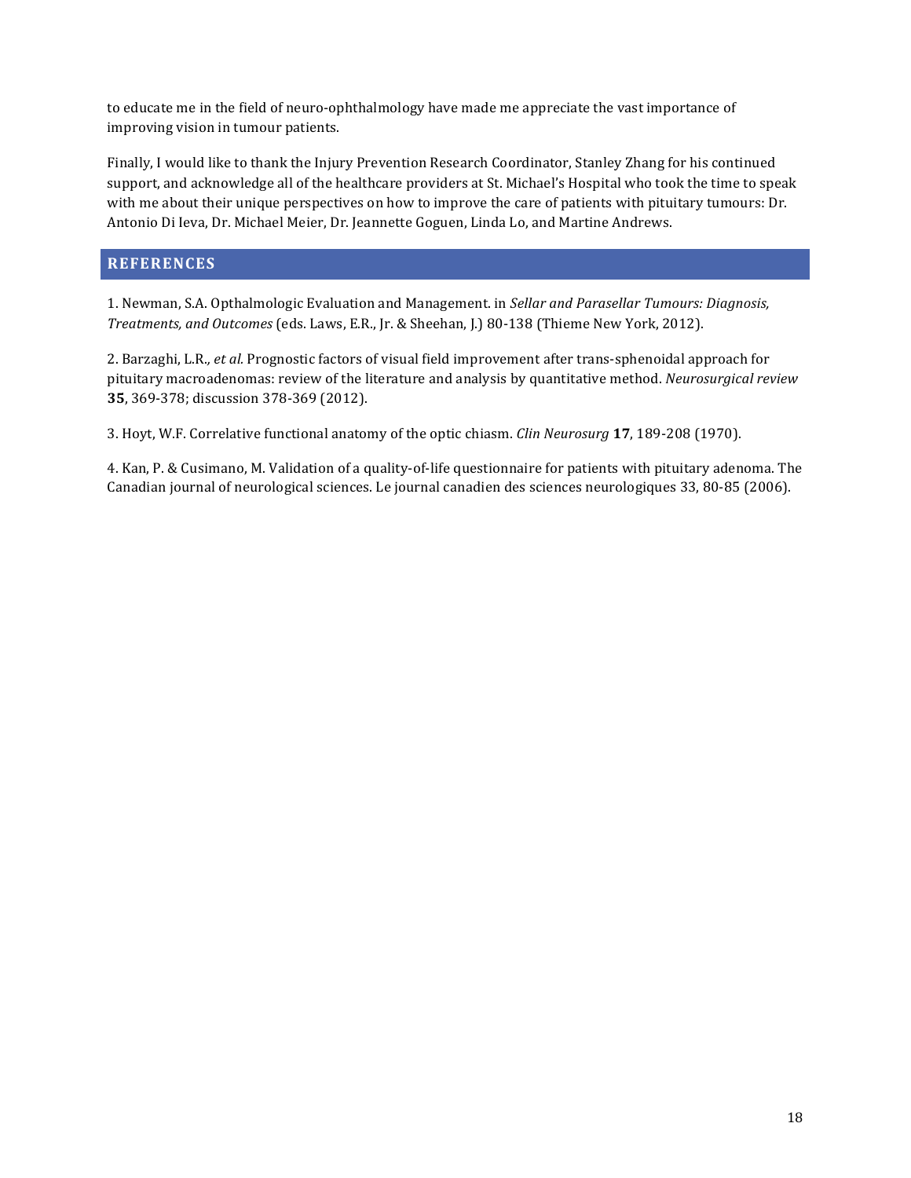to educate me in the field of neuro-ophthalmology have made me appreciate the vast importance of improving vision in tumour patients.

Finally, I would like to thank the Injury Prevention Research Coordinator, Stanley Zhang for his continued support, and acknowledge all of the healthcare providers at St. Michael's Hospital who took the time to speak with me about their unique perspectives on how to improve the care of patients with pituitary tumours: Dr. Antonio Di Ieva, Dr. Michael Meier, Dr. Jeannette Goguen, Linda Lo, and Martine Andrews.

## REFERENCES

1. Newman, S.A. Opthalmologic Evaluation and Management. in *Sellar and Parasellar Tumours: Diagnosis, Treatments, and Outcomes* (eds. Laws, E.R., Jr. & Sheehan, J.) 80-138 (Thieme New York, 2012).

2. Barzaghi, L.R.*, et al.* Prognostic factors of visual field improvement after trans-sphenoidal approach for pituitary macroadenomas: review of the literature and analysis by quantitative method. *Neurosurgical review* **35**, 369-378; discussion 378-369 (2012).

3. Hoyt, W.F. Correlative functional anatomy of the optic chiasm. *Clin Neurosurg* **17**, 189-208 (1970).

4. Kan, P. & Cusimano, M. Validation of a quality-of-life questionnaire for patients with pituitary adenoma. The Canadian journal of neurological sciences. Le journal canadien des sciences neurologiques 33, 80-85 (2006).